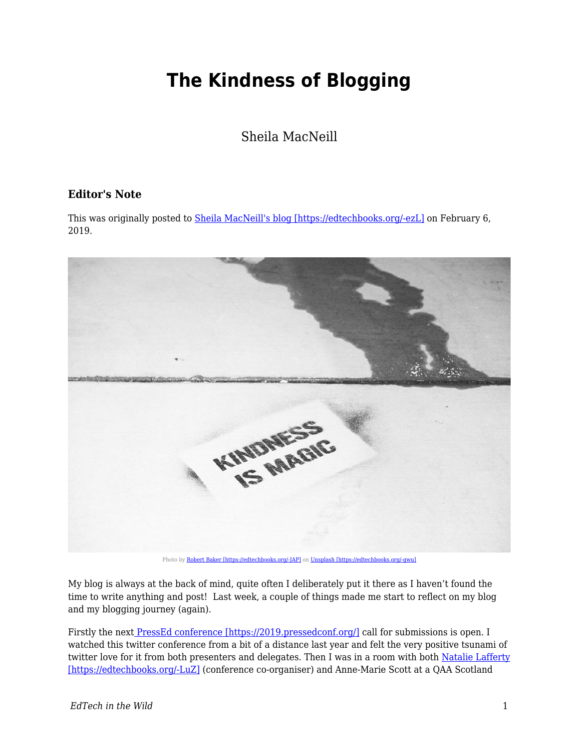# The Kindness of Blogging

Sheila MacNeill

### Editor's Note

This was originally posted to [Sheila MacNeill's blog [https://edtechbooks.org/-ezL]](https://edtechbooks.org/-ezL) on February 6, 2019.

Photo by [Robert Baker [https://edtechbooks.org/-JAP]](https://edtechbooks.org/-JAP) on [Unsplash [https://edtechbooks.org/-gwu]](https://edtechbooks.org/-gwu)

My blog is always at the back of mind, quite often I deliberately put it there as I haven't found the time to write anything and post! Last week, a couple of things made me start to reflect on my blog and my blogging journey (again).

Firstly the next [PressEd conference [https://2019.pressedconf.org/]](https://2019.pressedconf.org/) call for submissions is open. I watched this twitter conference from a bit of a distance last year and felt the very positive tsunami of twitter love for it from both presenters and delegates. Then I was in a room with both [Natalie Lafferty [https://edtechbooks.org/-LuZ]](https://edtechbooks.org/-LuZ) (conference co-organiser) and Anne-Marie Scott at a QAA Scotland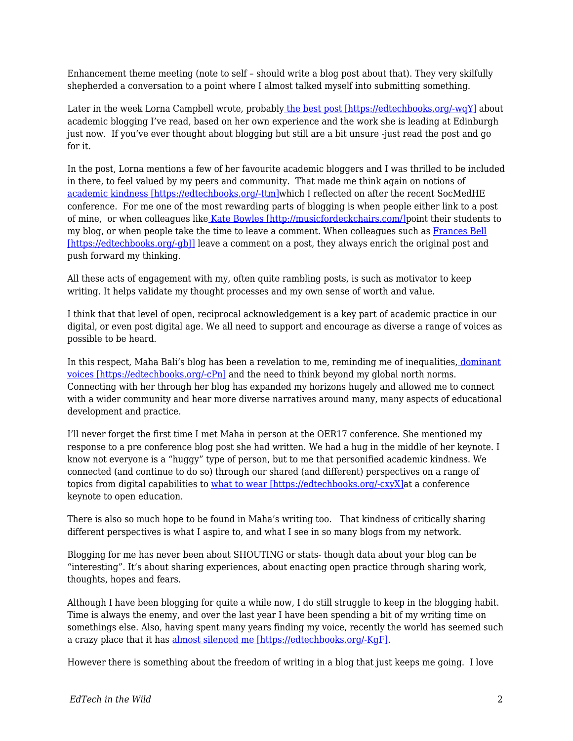Enhancement theme meeting (note to self – should write a blog post about that). They very skilfully shepherded a conversation to a point where I almost talked myself into submitting something.

Later in the week Lorna Campbell wrote, probably [the best post [https://edtechbooks.org/-wqY]](https://edtechbooks.org/-wqY) about academic blogging I've read, based on her own experience and the work she is leading at Edinburgh just now. If you've ever thought about blogging but still are a bit unsure -just read the post and go for it.

In the post, Lorna mentions a few of her favourite academic bloggers and I was thrilled to be included in there, to feel valued by my peers and community. That made me think again on notions of [academic kindness [https://edtechbooks.org/-ttm]](https://edtechbooks.org/-ttm)which I reflected on after the recent SocMedHE conference. For me one of the most rewarding parts of blogging is when people either link to a post of mine, or when colleagues like [Kate Bowles [http://musicfordeckchairs.com/]](http://musicfordeckchairs.com/)point their students to my blog, or when people take the time to leave a comment. When colleagues such as [Frances Bell [https://edtechbooks.org/-gbJ]](https://edtechbooks.org/-gbJ) leave a comment on a post, they always enrich the original post and push forward my thinking.

All these acts of engagement with my, often quite rambling posts, is such as motivator to keep writing. It helps validate my thought processes and my own sense of worth and value.

I think that that level of open, reciprocal acknowledgement is a key part of academic practice in our digital, or even post digital age. We all need to support and encourage as diverse a range of voices as possible to be heard.

In this respect, Maha Bali's blog has been a revelation to me, reminding me of inequalities, [dominant voices [https://edtechbooks.org/-cPn]](https://edtechbooks.org/-cPn) and the need to think beyond my global north norms. Connecting with her through her blog has expanded my horizons hugely and allowed me to connect with a wider community and hear more diverse narratives around many, many aspects of educational development and practice.

I'll never forget the first time I met Maha in person at the OER17 conference. She mentioned my response to a pre conference blog post she had written. We had a hug in the middle of her keynote. I know not everyone is a "huggy" type of person, but to me that personified academic kindness. We connected (and continue to do so) through our shared (and different) perspectives on a range of topics from digital capabilities to [what to wear [https://edtechbooks.org/-cxyX]](https://edtechbooks.org/-cxyX)at a conference keynote to open education.

There is also so much hope to be found in Maha's writing too. That kindness of critically sharing different perspectives is what I aspire to, and what I see in so many blogs from my network.

Blogging for me has never been about SHOUTING or stats- though data about your blog can be "interesting". It's about sharing experiences, about enacting open practice through sharing work, thoughts, hopes and fears.

Although I have been blogging for quite a while now, I do still struggle to keep in the blogging habit. Time is always the enemy, and over the last year I have been spending a bit of my writing time on somethings else. Also, having spent many years finding my voice, recently the world has seemed such a crazy place that it has [almost silenced me [https://edtechbooks.org/-KgF]](https://edtechbooks.org/-KgF).

However there is something about the freedom of writing in a blog that just keeps me going. I love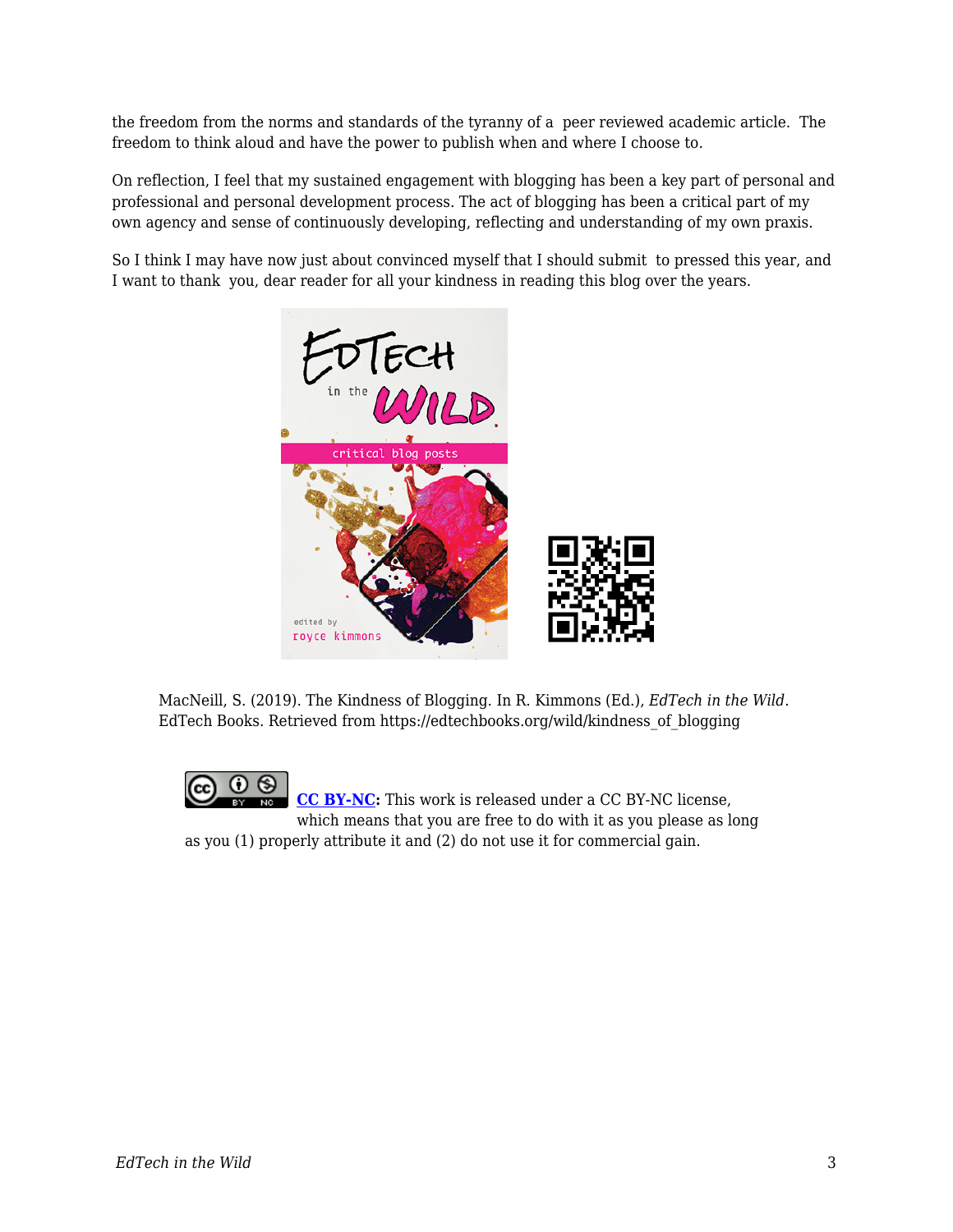the freedom from the norms and standards of the tyranny of a  peer reviewed academic article.  The freedom to think aloud and have the power to publish when and where I choose to.

On reflection, I feel that my sustained engagement with blogging has been a key part of personal and professional and personal development process. The act of blogging has been a critical part of my own agency and sense of continuously developing, reflecting and understanding of my own praxis.

So I think I may have now just about convinced myself that I should submit  to pressed this year, and I want to thank  you, dear reader for all your kindness in reading this blog over the years.

MacNeill, S. (2019). The Kindness of Blogging. In R. Kimmons (Ed.), *EdTech in the Wild*. EdTech Books. Retrieved from https://edtechbooks.org/wild/kindness_of_blogging

**CC BY-NC:** This work is released under a CC BY-NC license, which means that you are free to do with it as you please as long as you (1) properly attribute it and (2) do not use it for commercial gain.